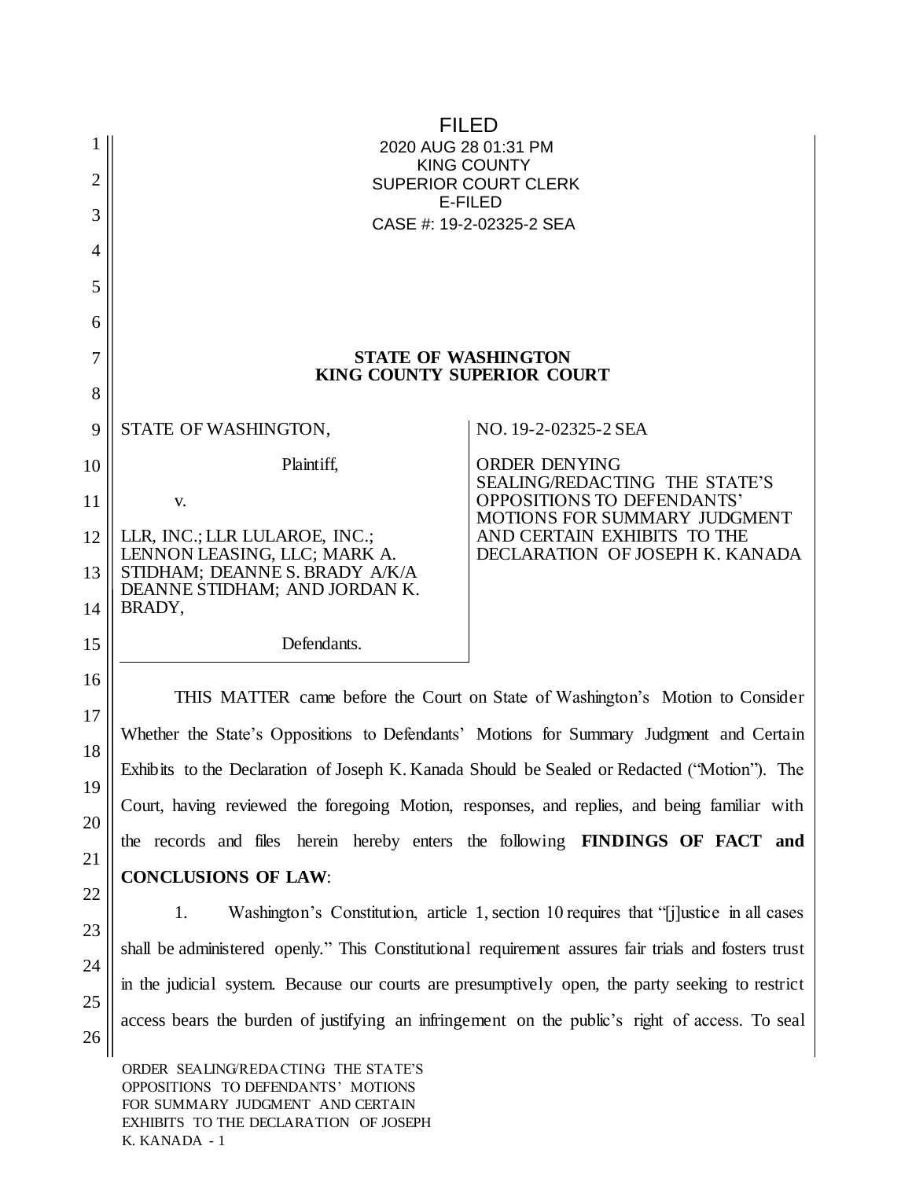FILED
2020 AUG 28 01:31 PM
KING COUNTY
SUPERIOR COURT CLERK
E-FILED
CASE #: 19-2-02325-2 SEA

**STATE OF WASHINGTON**
**KING COUNTY SUPERIOR COURT**

| | |
|---|---|
| STATE OF WASHINGTON,<br><br>Plaintiff,<br><br>v.<br><br>LLR, INC.; LLR LULAROE, INC.; LENNON LEASING, LLC; MARK A. STIDHAM; DEANNE S. BRADY A/K/A DEANNE STIDHAM; AND JORDAN K. BRADY,<br><br>Defendants. | NO. 19-2-02325-2 SEA<br><br>ORDER DENYING SEALING/REDACTING THE STATE'S OPPOSITIONS TO DEFENDANTS' MOTIONS FOR SUMMARY JUDGMENT AND CERTAIN EXHIBITS TO THE DECLARATION OF JOSEPH K. KANADA |

THIS MATTER came before the Court on State of Washington's Motion to Consider Whether the State's Oppositions to Defendants' Motions for Summary Judgment and Certain Exhibits to the Declaration of Joseph K. Kanada Should be Sealed or Redacted ("Motion"). The Court, having reviewed the foregoing Motion, responses, and replies, and being familiar with the records and files herein hereby enters the following **FINDINGS OF FACT and CONCLUSIONS OF LAW**:

1. Washington's Constitution, article 1, section 10 requires that "[j]ustice in all cases shall be administered openly." This Constitutional requirement assures fair trials and fosters trust in the judicial system. Because our courts are presumptively open, the party seeking to restrict access bears the burden of justifying an infringement on the public's right of access. To seal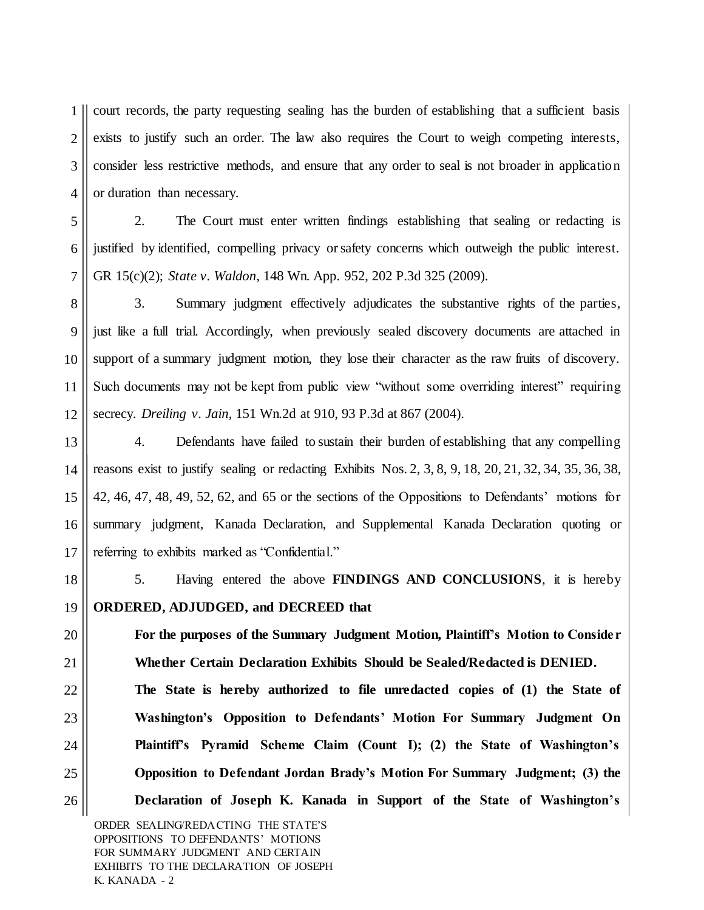court records, the party requesting sealing has the burden of establishing that a sufficient basis exists to justify such an order. The law also requires the Court to weigh competing interests, consider less restrictive methods, and ensure that any order to seal is not broader in application or duration than necessary.

2. The Court must enter written findings establishing that sealing or redacting is justified by identified, compelling privacy or safety concerns which outweigh the public interest. GR 15(c)(2); *State v. Waldon*, 148 Wn. App. 952, 202 P.3d 325 (2009).

3. Summary judgment effectively adjudicates the substantive rights of the parties, just like a full trial. Accordingly, when previously sealed discovery documents are attached in support of a summary judgment motion, they lose their character as the raw fruits of discovery. Such documents may not be kept from public view "without some overriding interest" requiring secrecy. *Dreiling v. Jain*, 151 Wn.2d at 910, 93 P.3d at 867 (2004).

4. Defendants have failed to sustain their burden of establishing that any compelling reasons exist to justify sealing or redacting Exhibits Nos. 2, 3, 8, 9, 18, 20, 21, 32, 34, 35, 36, 38, 42, 46, 47, 48, 49, 52, 62, and 65 or the sections of the Oppositions to Defendants' motions for summary judgment, Kanada Declaration, and Supplemental Kanada Declaration quoting or referring to exhibits marked as "Confidential."

5. Having entered the above **FINDINGS AND CONCLUSIONS**, it is hereby **ORDERED, ADJUDGED, and DECREED that**

**For the purposes of the Summary Judgment Motion, Plaintiff's Motion to Consider Whether Certain Declaration Exhibits Should be Sealed/Redacted is DENIED.**

**The State is hereby authorized to file unredacted copies of (1) the State of Washington's Opposition to Defendants' Motion For Summary Judgment On Plaintiff's Pyramid Scheme Claim (Count I); (2) the State of Washington's Opposition to Defendant Jordan Brady's Motion For Summary Judgment; (3) the Declaration of Joseph K. Kanada in Support of the State of Washington's**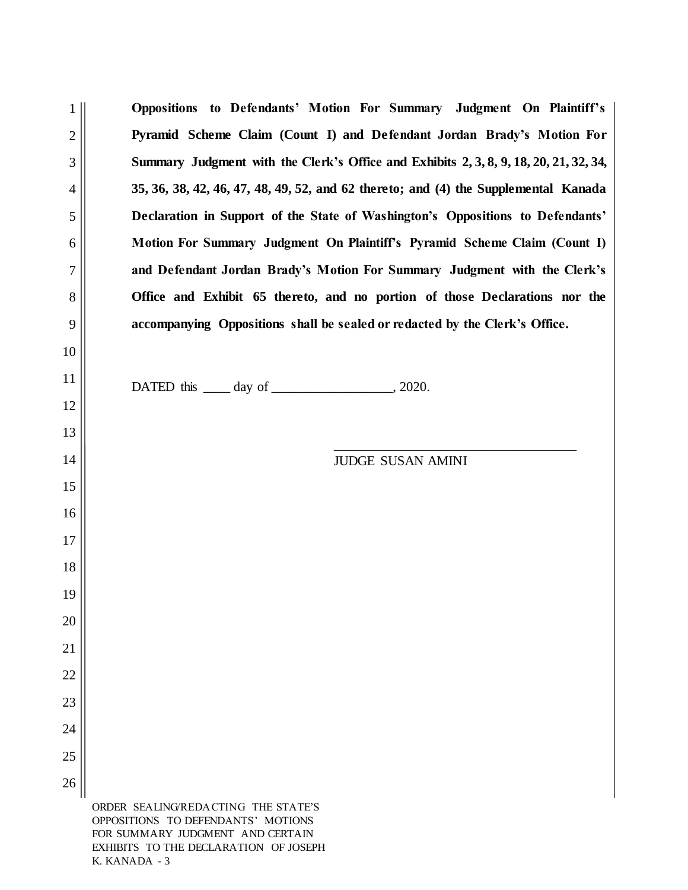**Oppositions to Defendants' Motion For Summary Judgment On Plaintiff's Pyramid Scheme Claim (Count I) and Defendant Jordan Brady's Motion For Summary Judgment with the Clerk's Office and Exhibits 2, 3, 8, 9, 18, 20, 21, 32, 34, 35, 36, 38, 42, 46, 47, 48, 49, 52, and 62 thereto; and (4) the Supplemental Kanada Declaration in Support of the State of Washington's Oppositions to Defendants' Motion For Summary Judgment On Plaintiff's Pyramid Scheme Claim (Count I) and Defendant Jordan Brady's Motion For Summary Judgment with the Clerk's Office and Exhibit 65 thereto, and no portion of those Declarations nor the accompanying Oppositions shall be sealed or redacted by the Clerk's Office.**

DATED this ____ day of __________________, 2020.

____________________________________
JUDGE SUSAN AMINI

ORDER SEALING/REDACTING THE STATE'S OPPOSITIONS TO DEFENDANTS' MOTIONS FOR SUMMARY JUDGMENT AND CERTAIN EXHIBITS TO THE DECLARATION OF JOSEPH K. KANADA - 3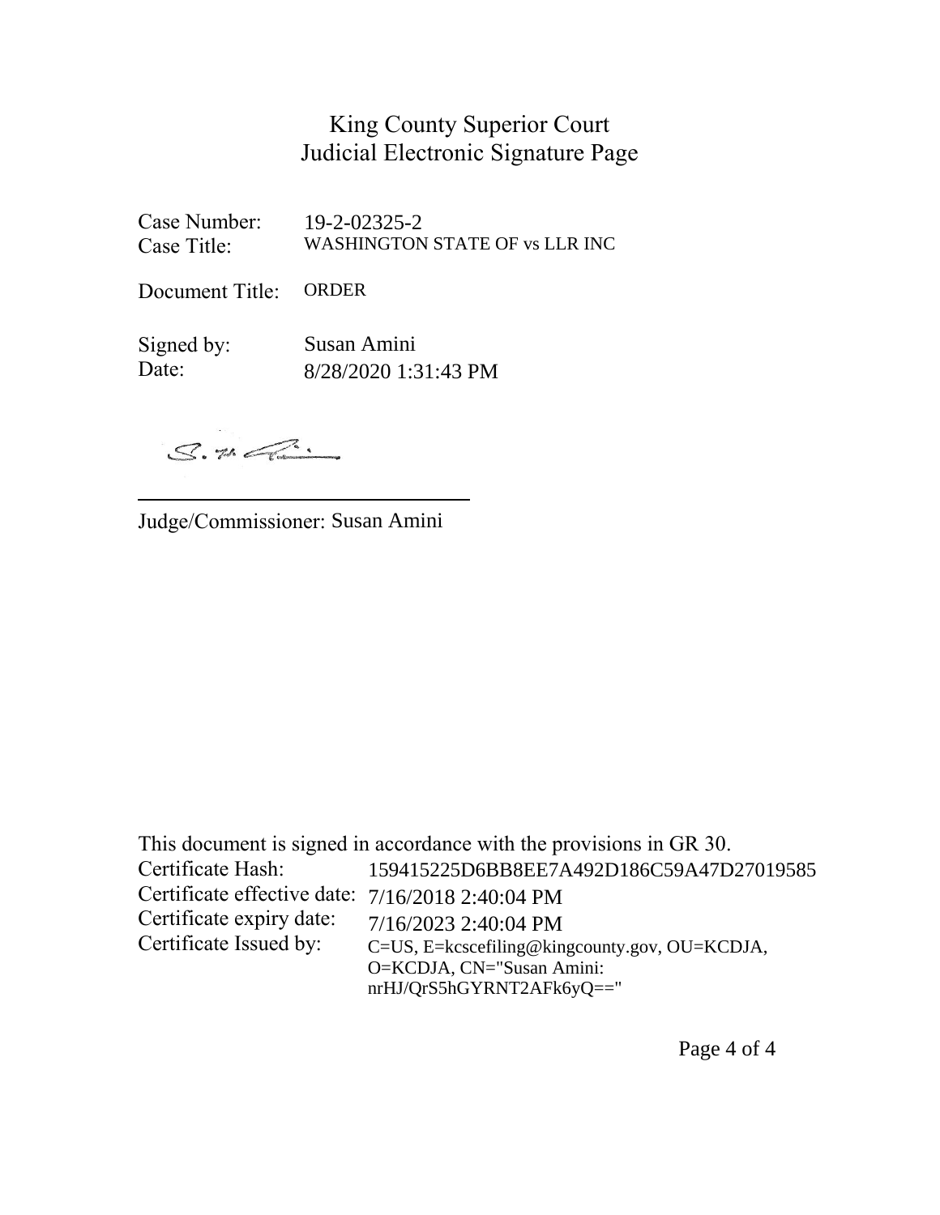# King County Superior Court
## Judicial Electronic Signature Page

Case Number: 19-2-02325-2
Case Title: WASHINGTON STATE OF vs LLR INC

Document Title: ORDER

Signed by: Susan Amini
Date: 8/28/2020 1:31:43 PM

Judge/Commissioner: Susan Amini

This document is signed in accordance with the provisions in GR 30.

Certificate Hash: 159415225D6BB8EE7A492D186C59A47D27019585
Certificate effective date: 7/16/2018 2:40:04 PM
Certificate expiry date: 7/16/2023 2:40:04 PM
Certificate Issued by: C=US, E=kcscefiling@kingcounty.gov, OU=KCDJA, O=KCDJA, CN="Susan Amini: nrHJ/QrS5hGYRNT2AFk6yQ=="